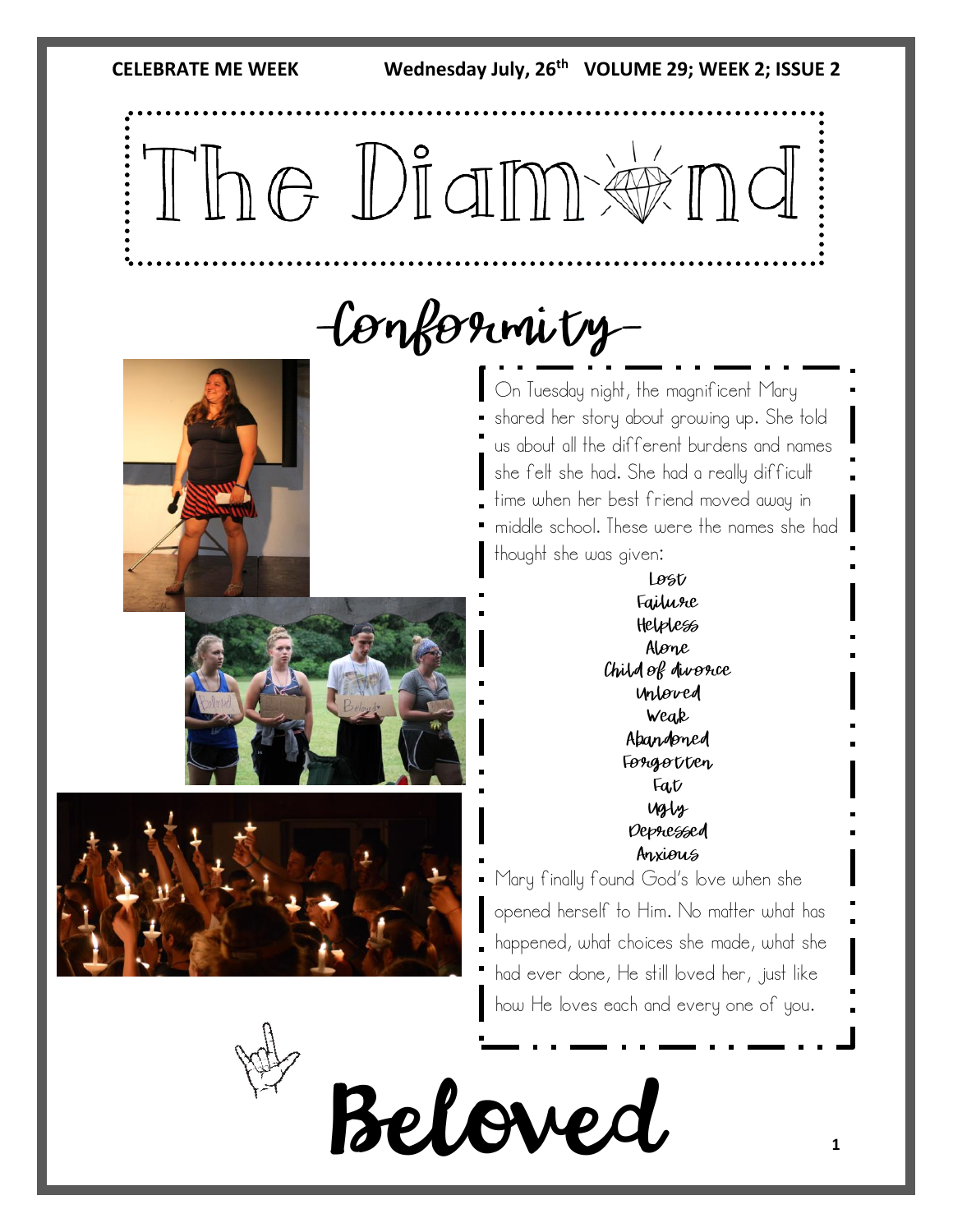CELEBRATE ME WEEK Wednesday July, 26th VOLUME 29; WEEK 2; ISSUE 2

# The Diamond

## -Conformity-

On Tuesday night, the magnificent Mary shared her story about growing up. She told us about all the different burdens and names she felt she had. She had a really difficult time when her best friend moved away in middle school. These were the names she had thought she was given:

**Lost**
**Failure**
**Helpless**
**Alone**
**Child of divorce**
**Unloved**
**Weak**
**Abandoned**
**Forgotten**
**Fat**
**Ugly**
**Depressed**
**Anxious**

Mary finally found God's love when she opened herself to Him. No matter what has happened, what choices she made, what she had ever done, He still loved her, just like how He loves each and every one of you.

# Beloved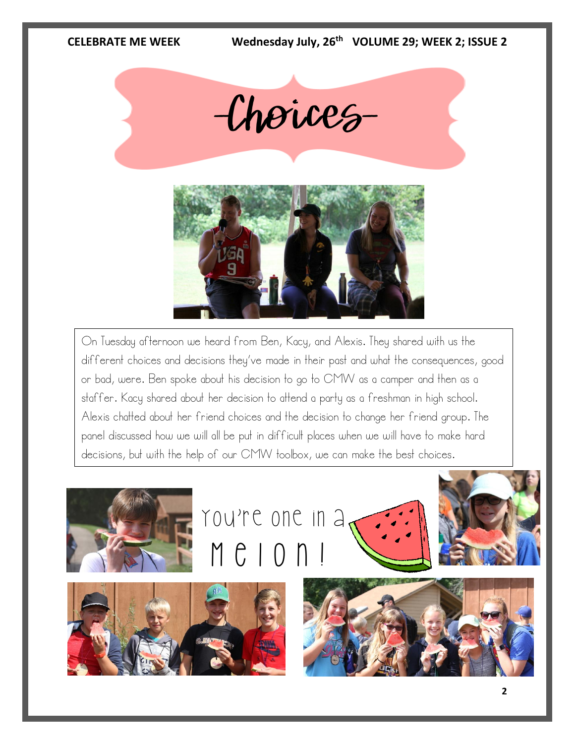# Choices

On Tuesday afternoon we heard from Ben, Kacy, and Alexis. They shared with us the different choices and decisions they've made in their past and what the consequences, good or bad, were. Ben spoke about his decision to go to CMW as a camper and then as a staffer. Kacy shared about her decision to attend a party as a freshman in high school. Alexis chatted about her friend choices and the decision to change her friend group. The panel discussed how we will all be put in difficult places when we will have to make hard decisions, but with the help of our CMW toolbox, we can make the best choices.

You're one in a Melon!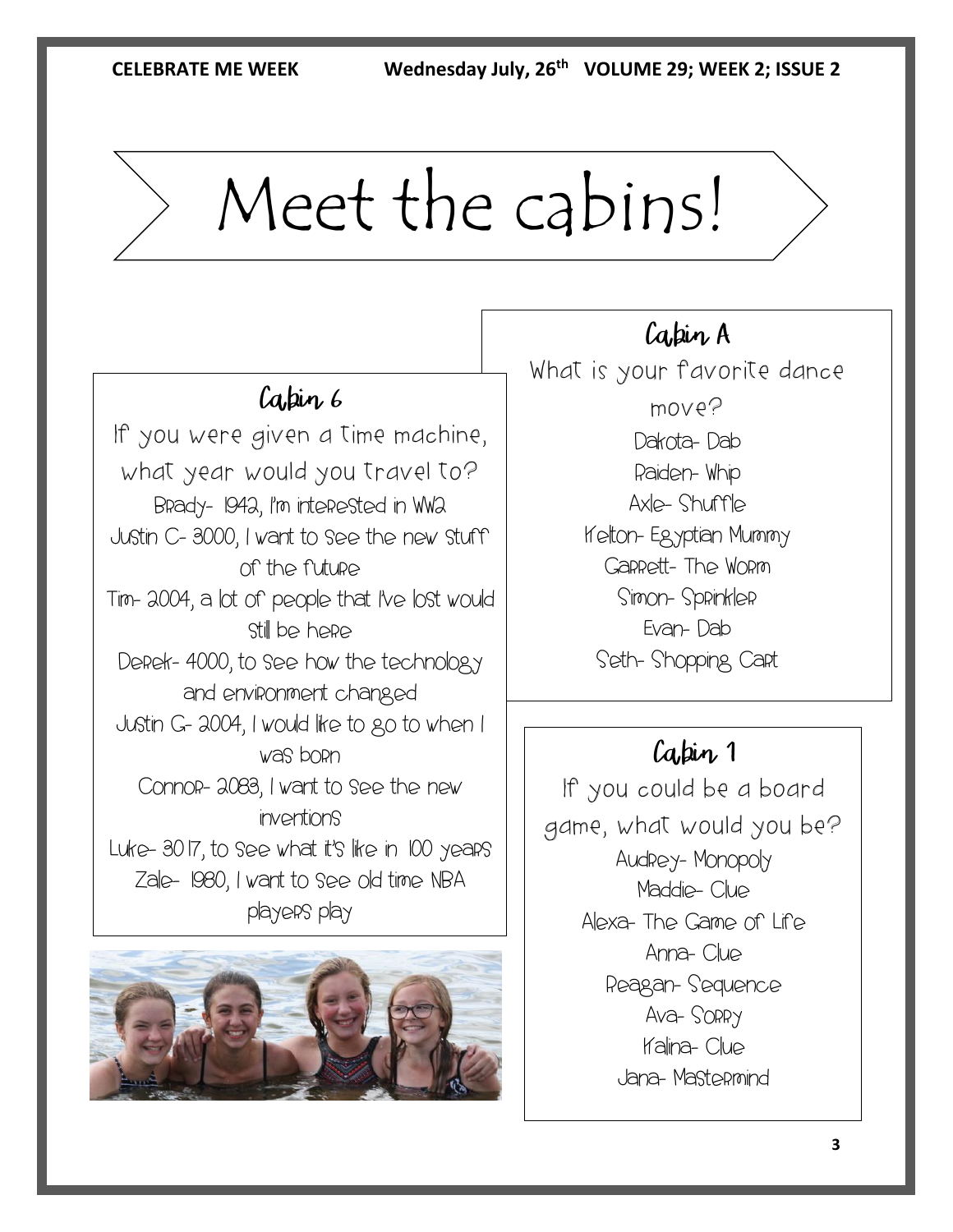# Meet the cabins!

## Cabin 6

If you were given a time machine, what year would you travel to?

Brady- 1942, I'm interested in WW2

Justin C- 3000, I want to see the new stuff of the future

Tim- 2004, a lot of people that I've lost would still be here

Derek- 4000, to see how the technology and environment changed

Justin G- 2004, I would like to go to when I was born

Connor- 2083, I want to see the new inventions

Luke- 3017, to see what it's like in 100 years

Zale- 1980, I want to see old time NBA players play

## Cabin A

What is your favorite dance move?

Dakota- Dab

Raiden- Whip

Axle- Shuffle

Kelton- Egyptian Mummy

Garrett- The Worm

Simon- Sprinkler

Evan- Dab

Seth- Shopping Cart

## Cabin 1

If you could be a board game, what would you be?

Audrey- Monopoly

Maddie- Clue

Alexa- The Game of Life

Anna- Clue

Reagan- Sequence

Ava- Sorry

Kalina- Clue

Jana- Mastermind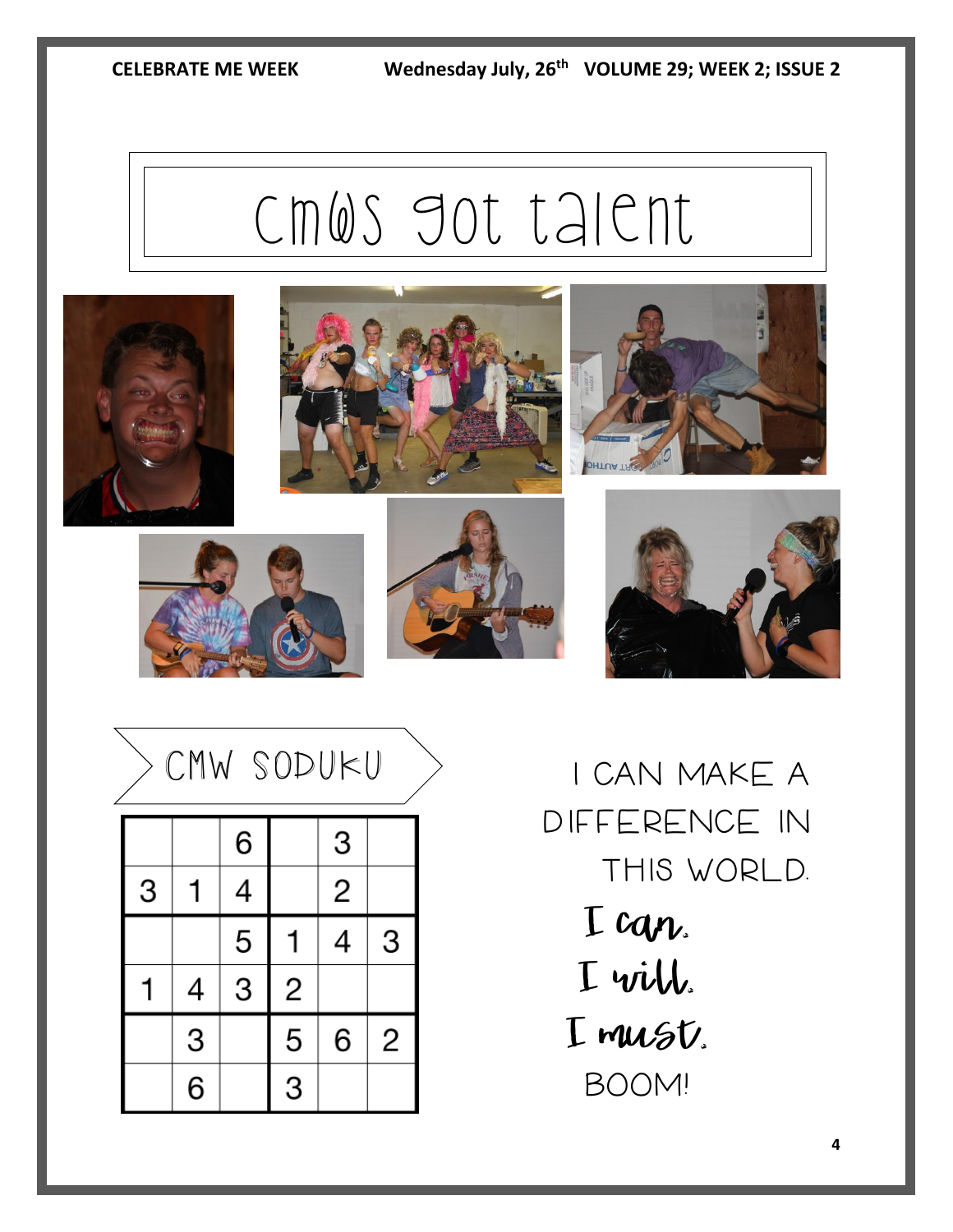# CMWS got talent

## CMW SODUKU

| | | | | | |
|---|---|---|---|---|---|
| | | 6 | | 3 | |
| 3 | 1 | 4 | | 2 | |
| | | 5 | 1 | 4 | 3 |
| 1 | 4 | 3 | 2 | | |
| | 3 | | 5 | 6 | 2 |
| | 6 | | 3 | | |

I CAN MAKE A DIFFERENCE IN THIS WORLD.

*I can.*

*I will.*

*I must.*

BOOM!